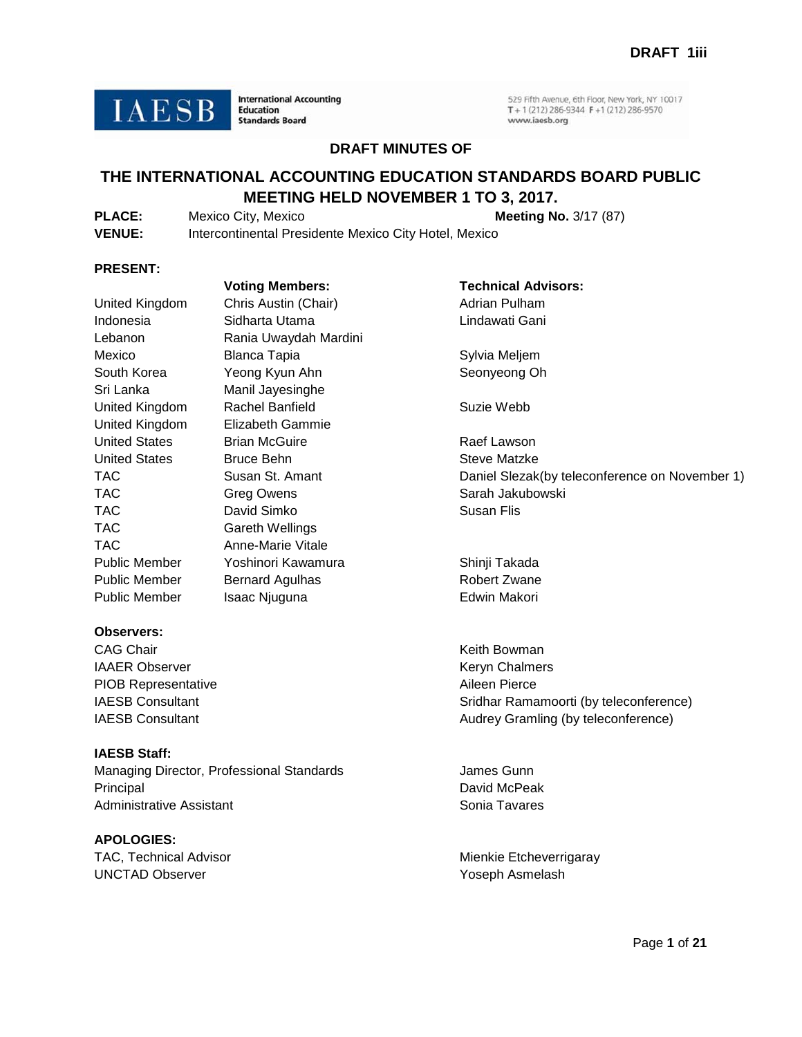**DRAFT 1iii**

IAESB International Accounting Education Standards Board

529 Fifth Avenue, 6th Floor, New York, NY 10017
T + 1 (212) 286-9344 F +1 (212) 286-9570
www.iaesb.org

**DRAFT MINUTES OF**

# THE INTERNATIONAL ACCOUNTING EDUCATION STANDARDS BOARD PUBLIC MEETING HELD NOVEMBER 1 TO 3, 2017.

**PLACE:** Mexico City, Mexico **Meeting No.** 3/17 (87)

**VENUE:** Intercontinental Presidente Mexico City Hotel, Mexico

**PRESENT:**

| | **Voting Members:** | **Technical Advisors:** |
|---|---|---|
| United Kingdom | Chris Austin (Chair) | Adrian Pulham |
| Indonesia | Sidharta Utama | Lindawati Gani |
| Lebanon | Rania Uwaydah Mardini | |
| Mexico | Blanca Tapia | Sylvia Meljem |
| South Korea | Yeong Kyun Ahn | Seonyeong Oh |
| Sri Lanka | Manil Jayesinghe | |
| United Kingdom | Rachel Banfield | Suzie Webb |
| United Kingdom | Elizabeth Gammie | |
| United States | Brian McGuire | Raef Lawson |
| United States | Bruce Behn | Steve Matzke |
| TAC | Susan St. Amant | Daniel Slezak(by teleconference on November 1) |
| TAC | Greg Owens | Sarah Jakubowski |
| TAC | David Simko | Susan Flis |
| TAC | Gareth Wellings | |
| TAC | Anne-Marie Vitale | |
| Public Member | Yoshinori Kawamura | Shinji Takada |
| Public Member | Bernard Agulhas | Robert Zwane |
| Public Member | Isaac Njuguna | Edwin Makori |

**Observers:**

| | |
|---|---|
| CAG Chair | Keith Bowman |
| IAAER Observer | Keryn Chalmers |
| PIOB Representative | Aileen Pierce |
| IAESB Consultant | Sridhar Ramamoorti (by teleconference) |
| IAESB Consultant | Audrey Gramling (by teleconference) |

**IAESB Staff:**

| | |
|---|---|
| Managing Director, Professional Standards | James Gunn |
| Principal | David McPeak |
| Administrative Assistant | Sonia Tavares |

**APOLOGIES:**

| | |
|---|---|
| TAC, Technical Advisor | Mienkie Etcheverrigaray |
| UNCTAD Observer | Yoseph Asmelash |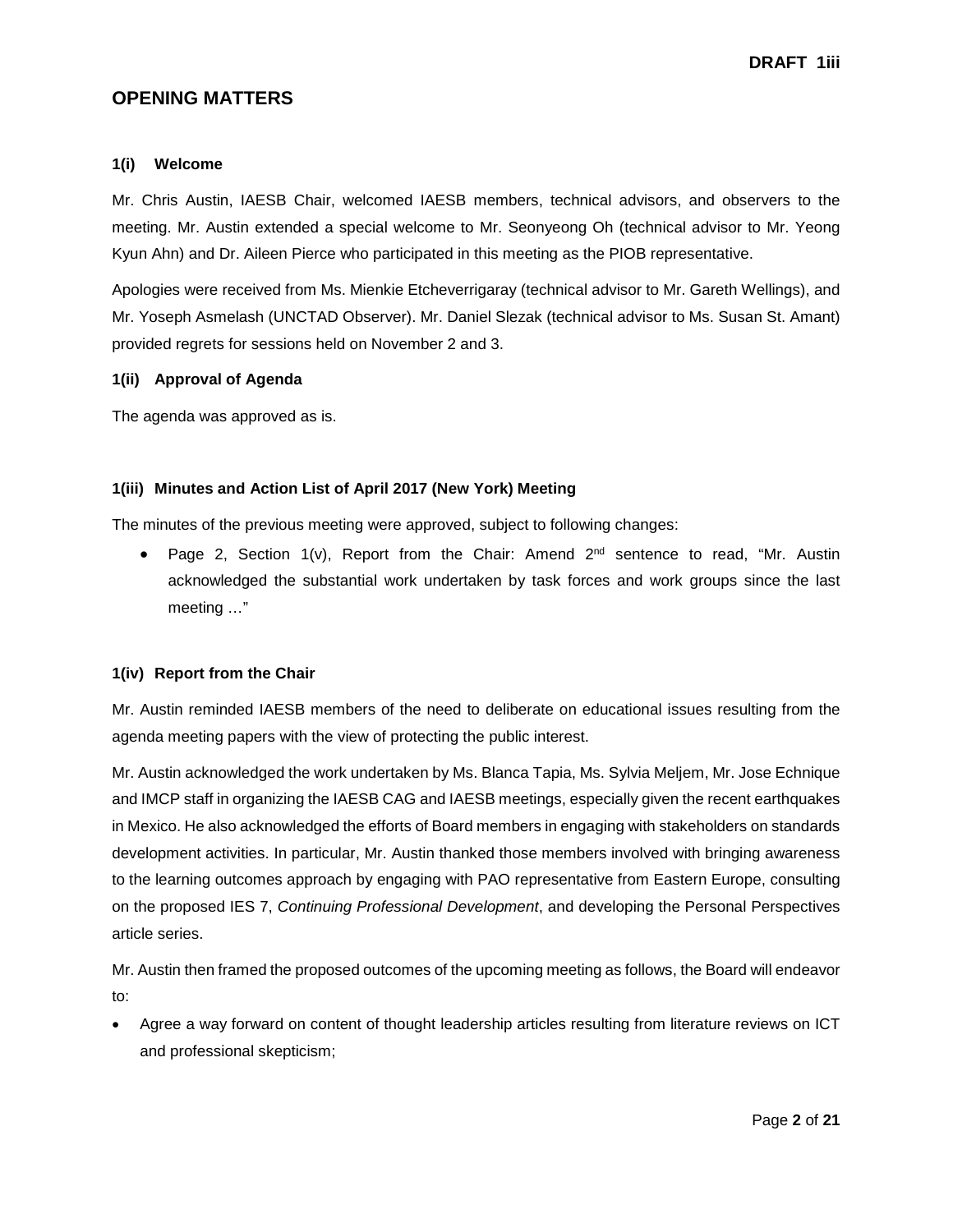## OPENING MATTERS

### 1(i) Welcome

Mr. Chris Austin, IAESB Chair, welcomed IAESB members, technical advisors, and observers to the meeting. Mr. Austin extended a special welcome to Mr. Seonyeong Oh (technical advisor to Mr. Yeong Kyun Ahn) and Dr. Aileen Pierce who participated in this meeting as the PIOB representative.

Apologies were received from Ms. Mienkie Etcheverrigaray (technical advisor to Mr. Gareth Wellings), and Mr. Yoseph Asmelash (UNCTAD Observer). Mr. Daniel Slezak (technical advisor to Ms. Susan St. Amant) provided regrets for sessions held on November 2 and 3.

### 1(ii) Approval of Agenda

The agenda was approved as is.

### 1(iii) Minutes and Action List of April 2017 (New York) Meeting

The minutes of the previous meeting were approved, subject to following changes:

- Page 2, Section 1(v), Report from the Chair: Amend 2nd sentence to read, "Mr. Austin acknowledged the substantial work undertaken by task forces and work groups since the last meeting …"

### 1(iv) Report from the Chair

Mr. Austin reminded IAESB members of the need to deliberate on educational issues resulting from the agenda meeting papers with the view of protecting the public interest.

Mr. Austin acknowledged the work undertaken by Ms. Blanca Tapia, Ms. Sylvia Meljem, Mr. Jose Echnique and IMCP staff in organizing the IAESB CAG and IAESB meetings, especially given the recent earthquakes in Mexico. He also acknowledged the efforts of Board members in engaging with stakeholders on standards development activities. In particular, Mr. Austin thanked those members involved with bringing awareness to the learning outcomes approach by engaging with PAO representative from Eastern Europe, consulting on the proposed IES 7, *Continuing Professional Development*, and developing the Personal Perspectives article series.

Mr. Austin then framed the proposed outcomes of the upcoming meeting as follows, the Board will endeavor to:

- Agree a way forward on content of thought leadership articles resulting from literature reviews on ICT and professional skepticism;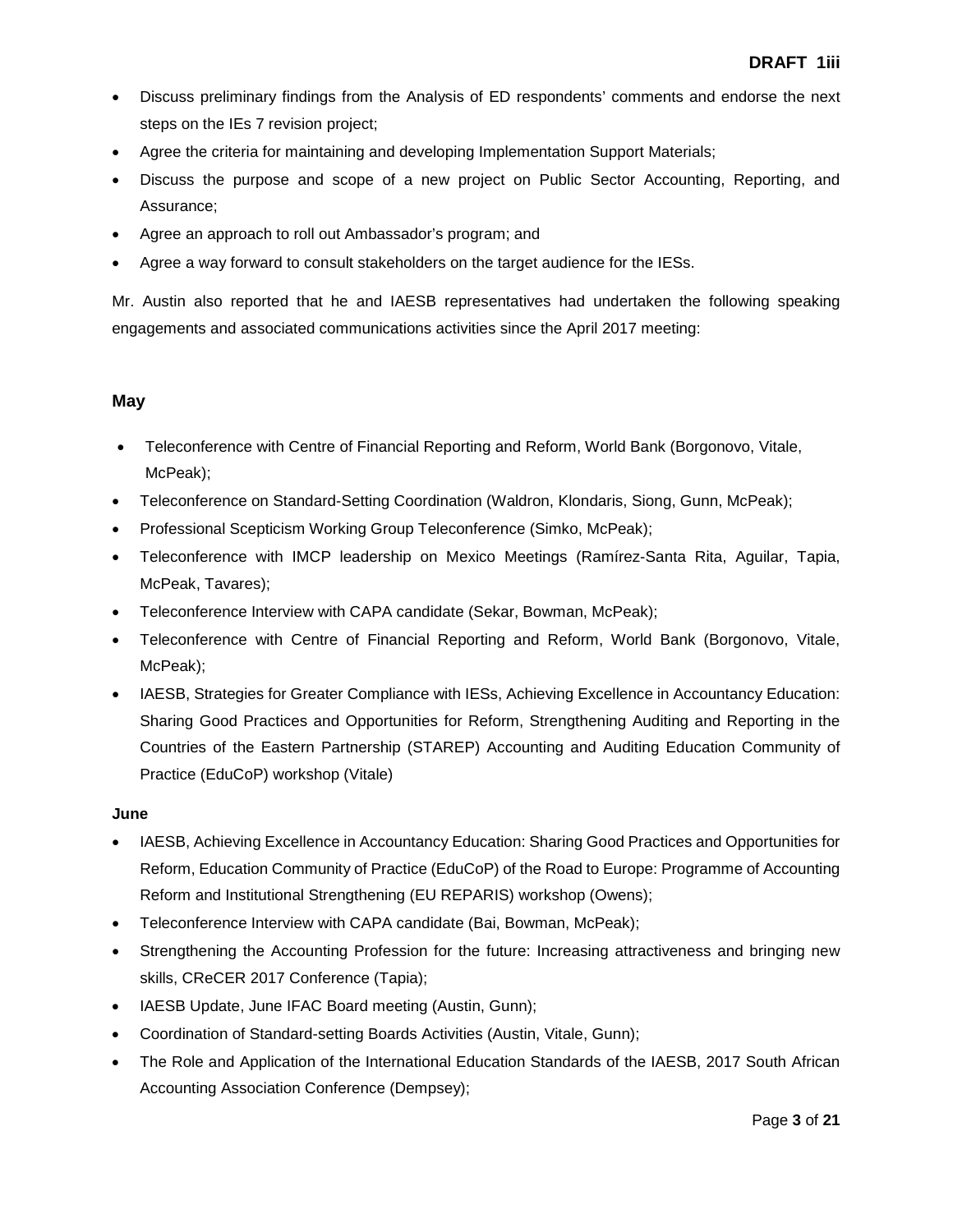- Discuss preliminary findings from the Analysis of ED respondents' comments and endorse the next steps on the IEs 7 revision project;
- Agree the criteria for maintaining and developing Implementation Support Materials;
- Discuss the purpose and scope of a new project on Public Sector Accounting, Reporting, and Assurance;
- Agree an approach to roll out Ambassador's program; and
- Agree a way forward to consult stakeholders on the target audience for the IESs.

Mr. Austin also reported that he and IAESB representatives had undertaken the following speaking engagements and associated communications activities since the April 2017 meeting:

### May

- Teleconference with Centre of Financial Reporting and Reform, World Bank (Borgonovo, Vitale, McPeak);
- Teleconference on Standard-Setting Coordination (Waldron, Klondaris, Siong, Gunn, McPeak);
- Professional Scepticism Working Group Teleconference (Simko, McPeak);
- Teleconference with IMCP leadership on Mexico Meetings (Ramírez-Santa Rita, Aguilar, Tapia, McPeak, Tavares);
- Teleconference Interview with CAPA candidate (Sekar, Bowman, McPeak);
- Teleconference with Centre of Financial Reporting and Reform, World Bank (Borgonovo, Vitale, McPeak);
- IAESB, Strategies for Greater Compliance with IESs, Achieving Excellence in Accountancy Education: Sharing Good Practices and Opportunities for Reform, Strengthening Auditing and Reporting in the Countries of the Eastern Partnership (STAREP) Accounting and Auditing Education Community of Practice (EduCoP) workshop (Vitale)

### June

- IAESB, Achieving Excellence in Accountancy Education: Sharing Good Practices and Opportunities for Reform, Education Community of Practice (EduCoP) of the Road to Europe: Programme of Accounting Reform and Institutional Strengthening (EU REPARIS) workshop (Owens);
- Teleconference Interview with CAPA candidate (Bai, Bowman, McPeak);
- Strengthening the Accounting Profession for the future: Increasing attractiveness and bringing new skills, CReCER 2017 Conference (Tapia);
- IAESB Update, June IFAC Board meeting (Austin, Gunn);
- Coordination of Standard-setting Boards Activities (Austin, Vitale, Gunn);
- The Role and Application of the International Education Standards of the IAESB, 2017 South African Accounting Association Conference (Dempsey);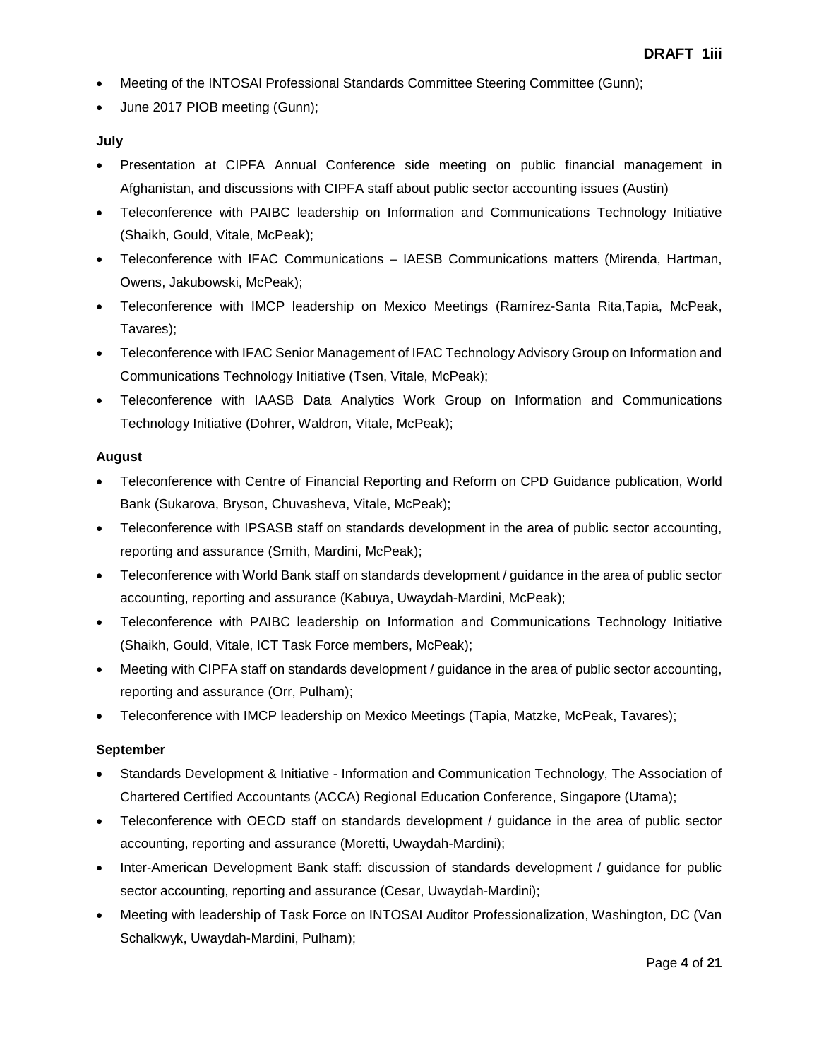- Meeting of the INTOSAI Professional Standards Committee Steering Committee (Gunn);
- June 2017 PIOB meeting (Gunn);

**July**

- Presentation at CIPFA Annual Conference side meeting on public financial management in Afghanistan, and discussions with CIPFA staff about public sector accounting issues (Austin)
- Teleconference with PAIBC leadership on Information and Communications Technology Initiative (Shaikh, Gould, Vitale, McPeak);
- Teleconference with IFAC Communications – IAESB Communications matters (Mirenda, Hartman, Owens, Jakubowski, McPeak);
- Teleconference with IMCP leadership on Mexico Meetings (Ramírez-Santa Rita,Tapia, McPeak, Tavares);
- Teleconference with IFAC Senior Management of IFAC Technology Advisory Group on Information and Communications Technology Initiative (Tsen, Vitale, McPeak);
- Teleconference with IAASB Data Analytics Work Group on Information and Communications Technology Initiative (Dohrer, Waldron, Vitale, McPeak);

**August**

- Teleconference with Centre of Financial Reporting and Reform on CPD Guidance publication, World Bank (Sukarova, Bryson, Chuvasheva, Vitale, McPeak);
- Teleconference with IPSASB staff on standards development in the area of public sector accounting, reporting and assurance (Smith, Mardini, McPeak);
- Teleconference with World Bank staff on standards development / guidance in the area of public sector accounting, reporting and assurance (Kabuya, Uwaydah-Mardini, McPeak);
- Teleconference with PAIBC leadership on Information and Communications Technology Initiative (Shaikh, Gould, Vitale, ICT Task Force members, McPeak);
- Meeting with CIPFA staff on standards development / guidance in the area of public sector accounting, reporting and assurance (Orr, Pulham);
- Teleconference with IMCP leadership on Mexico Meetings (Tapia, Matzke, McPeak, Tavares);

**September**

- Standards Development & Initiative - Information and Communication Technology, The Association of Chartered Certified Accountants (ACCA) Regional Education Conference, Singapore (Utama);
- Teleconference with OECD staff on standards development / guidance in the area of public sector accounting, reporting and assurance (Moretti, Uwaydah-Mardini);
- Inter-American Development Bank staff: discussion of standards development / guidance for public sector accounting, reporting and assurance (Cesar, Uwaydah-Mardini);
- Meeting with leadership of Task Force on INTOSAI Auditor Professionalization, Washington, DC (Van Schalkwyk, Uwaydah-Mardini, Pulham);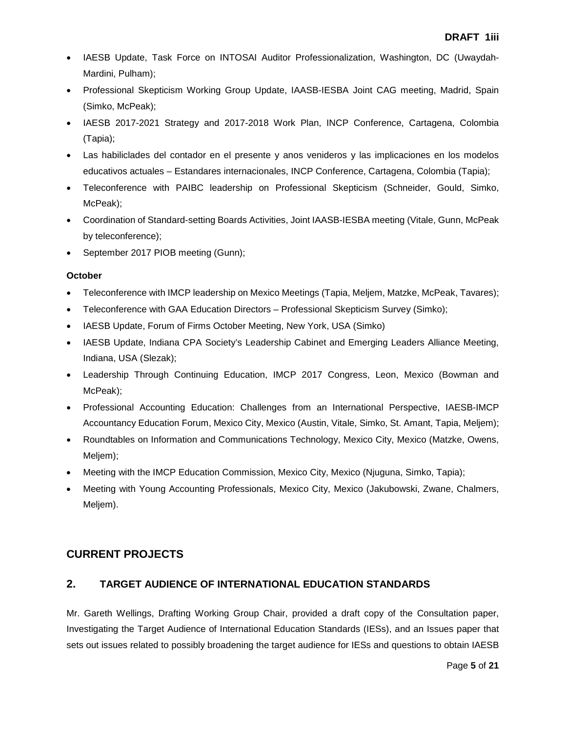- IAESB Update, Task Force on INTOSAI Auditor Professionalization, Washington, DC (Uwaydah-Mardini, Pulham);
- Professional Skepticism Working Group Update, IAASB-IESBA Joint CAG meeting, Madrid, Spain (Simko, McPeak);
- IAESB 2017-2021 Strategy and 2017-2018 Work Plan, INCP Conference, Cartagena, Colombia (Tapia);
- Las habiliclades del contador en el presente y anos venideros y las implicaciones en los modelos educativos actuales – Estandares internacionales, INCP Conference, Cartagena, Colombia (Tapia);
- Teleconference with PAIBC leadership on Professional Skepticism (Schneider, Gould, Simko, McPeak);
- Coordination of Standard-setting Boards Activities, Joint IAASB-IESBA meeting (Vitale, Gunn, McPeak by teleconference);
- September 2017 PIOB meeting (Gunn);

**October**

- Teleconference with IMCP leadership on Mexico Meetings (Tapia, Meljem, Matzke, McPeak, Tavares);
- Teleconference with GAA Education Directors – Professional Skepticism Survey (Simko);
- IAESB Update, Forum of Firms October Meeting, New York, USA (Simko)
- IAESB Update, Indiana CPA Society's Leadership Cabinet and Emerging Leaders Alliance Meeting, Indiana, USA (Slezak);
- Leadership Through Continuing Education, IMCP 2017 Congress, Leon, Mexico (Bowman and McPeak);
- Professional Accounting Education: Challenges from an International Perspective, IAESB-IMCP Accountancy Education Forum, Mexico City, Mexico (Austin, Vitale, Simko, St. Amant, Tapia, Meljem);
- Roundtables on Information and Communications Technology, Mexico City, Mexico (Matzke, Owens, Meljem);
- Meeting with the IMCP Education Commission, Mexico City, Mexico (Njuguna, Simko, Tapia);
- Meeting with Young Accounting Professionals, Mexico City, Mexico (Jakubowski, Zwane, Chalmers, Meljem).

## CURRENT PROJECTS

### 2. TARGET AUDIENCE OF INTERNATIONAL EDUCATION STANDARDS

Mr. Gareth Wellings, Drafting Working Group Chair, provided a draft copy of the Consultation paper, Investigating the Target Audience of International Education Standards (IESs), and an Issues paper that sets out issues related to possibly broadening the target audience for IESs and questions to obtain IAESB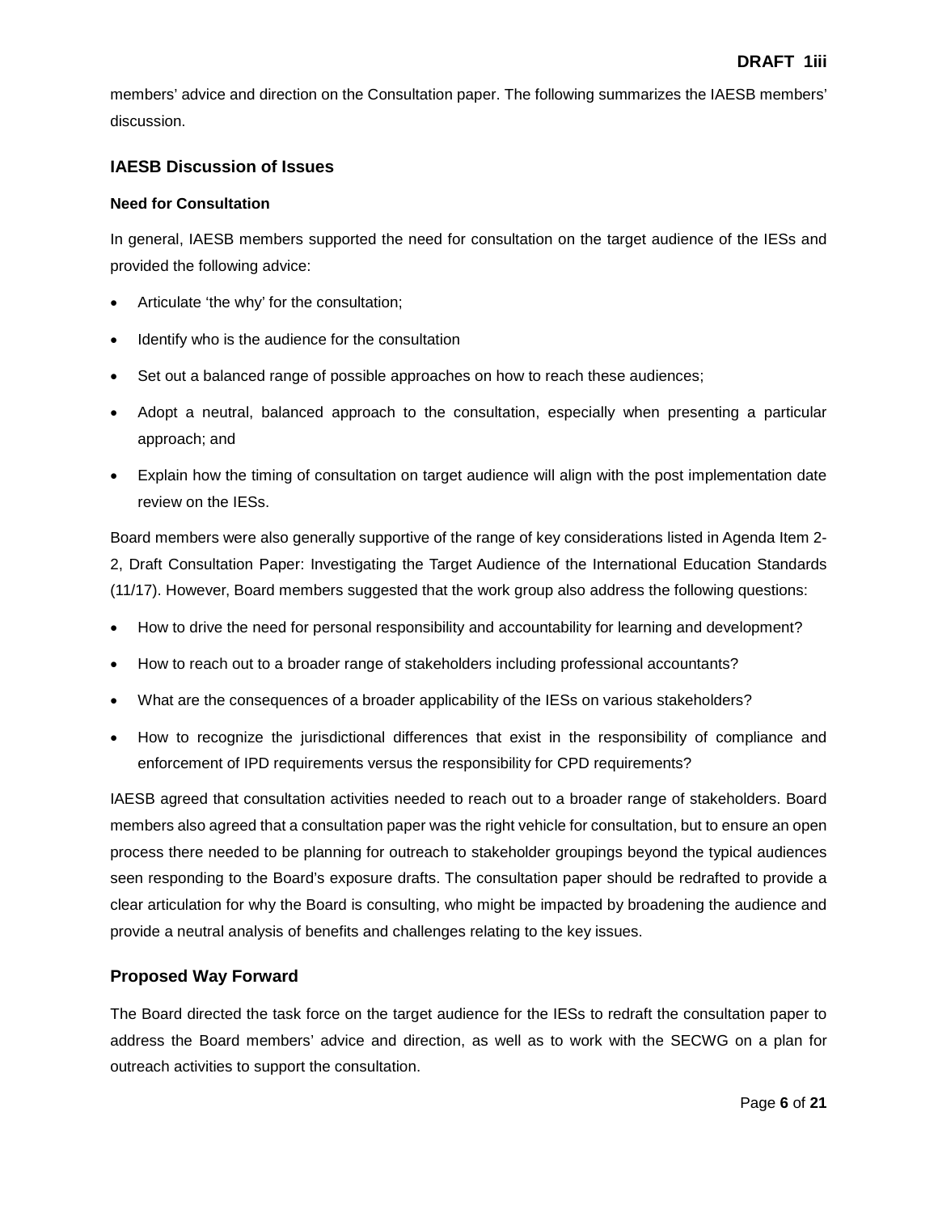members' advice and direction on the Consultation paper. The following summarizes the IAESB members' discussion.

## IAESB Discussion of Issues

### Need for Consultation

In general, IAESB members supported the need for consultation on the target audience of the IESs and provided the following advice:

- Articulate 'the why' for the consultation;
- Identify who is the audience for the consultation
- Set out a balanced range of possible approaches on how to reach these audiences;
- Adopt a neutral, balanced approach to the consultation, especially when presenting a particular approach; and
- Explain how the timing of consultation on target audience will align with the post implementation date review on the IESs.

Board members were also generally supportive of the range of key considerations listed in Agenda Item 2-2, Draft Consultation Paper: Investigating the Target Audience of the International Education Standards (11/17). However, Board members suggested that the work group also address the following questions:

- How to drive the need for personal responsibility and accountability for learning and development?
- How to reach out to a broader range of stakeholders including professional accountants?
- What are the consequences of a broader applicability of the IESs on various stakeholders?
- How to recognize the jurisdictional differences that exist in the responsibility of compliance and enforcement of IPD requirements versus the responsibility for CPD requirements?

IAESB agreed that consultation activities needed to reach out to a broader range of stakeholders. Board members also agreed that a consultation paper was the right vehicle for consultation, but to ensure an open process there needed to be planning for outreach to stakeholder groupings beyond the typical audiences seen responding to the Board's exposure drafts. The consultation paper should be redrafted to provide a clear articulation for why the Board is consulting, who might be impacted by broadening the audience and provide a neutral analysis of benefits and challenges relating to the key issues.

## Proposed Way Forward

The Board directed the task force on the target audience for the IESs to redraft the consultation paper to address the Board members' advice and direction, as well as to work with the SECWG on a plan for outreach activities to support the consultation.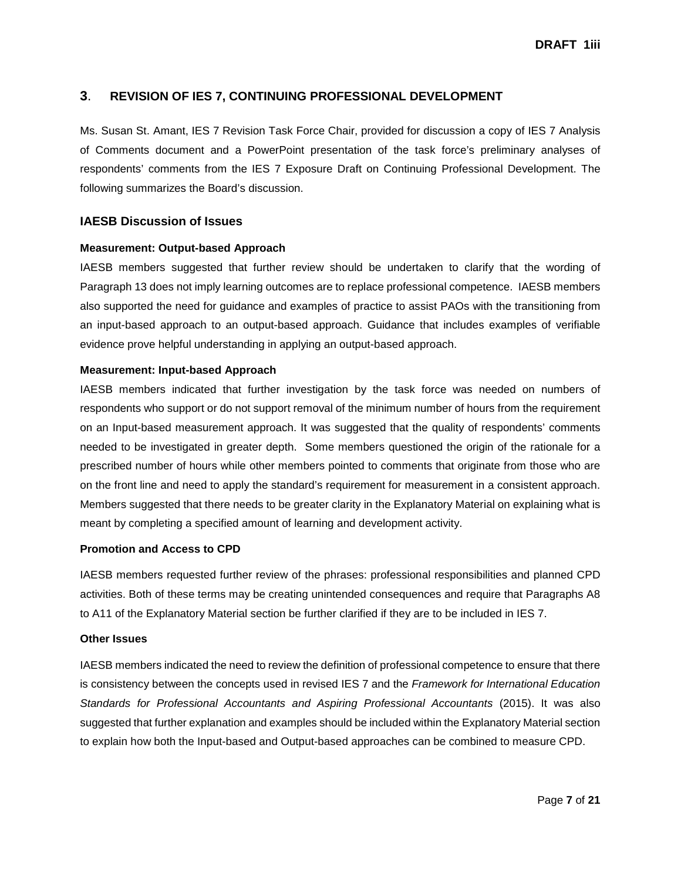## 3. REVISION OF IES 7, CONTINUING PROFESSIONAL DEVELOPMENT

Ms. Susan St. Amant, IES 7 Revision Task Force Chair, provided for discussion a copy of IES 7 Analysis of Comments document and a PowerPoint presentation of the task force's preliminary analyses of respondents' comments from the IES 7 Exposure Draft on Continuing Professional Development. The following summarizes the Board's discussion.

### IAESB Discussion of Issues

**Measurement: Output-based Approach**

IAESB members suggested that further review should be undertaken to clarify that the wording of Paragraph 13 does not imply learning outcomes are to replace professional competence. IAESB members also supported the need for guidance and examples of practice to assist PAOs with the transitioning from an input-based approach to an output-based approach. Guidance that includes examples of verifiable evidence prove helpful understanding in applying an output-based approach.

**Measurement: Input-based Approach**

IAESB members indicated that further investigation by the task force was needed on numbers of respondents who support or do not support removal of the minimum number of hours from the requirement on an Input-based measurement approach. It was suggested that the quality of respondents' comments needed to be investigated in greater depth. Some members questioned the origin of the rationale for a prescribed number of hours while other members pointed to comments that originate from those who are on the front line and need to apply the standard's requirement for measurement in a consistent approach. Members suggested that there needs to be greater clarity in the Explanatory Material on explaining what is meant by completing a specified amount of learning and development activity.

**Promotion and Access to CPD**

IAESB members requested further review of the phrases: professional responsibilities and planned CPD activities. Both of these terms may be creating unintended consequences and require that Paragraphs A8 to A11 of the Explanatory Material section be further clarified if they are to be included in IES 7.

**Other Issues**

IAESB members indicated the need to review the definition of professional competence to ensure that there is consistency between the concepts used in revised IES 7 and the *Framework for International Education Standards for Professional Accountants and Aspiring Professional Accountants* (2015). It was also suggested that further explanation and examples should be included within the Explanatory Material section to explain how both the Input-based and Output-based approaches can be combined to measure CPD.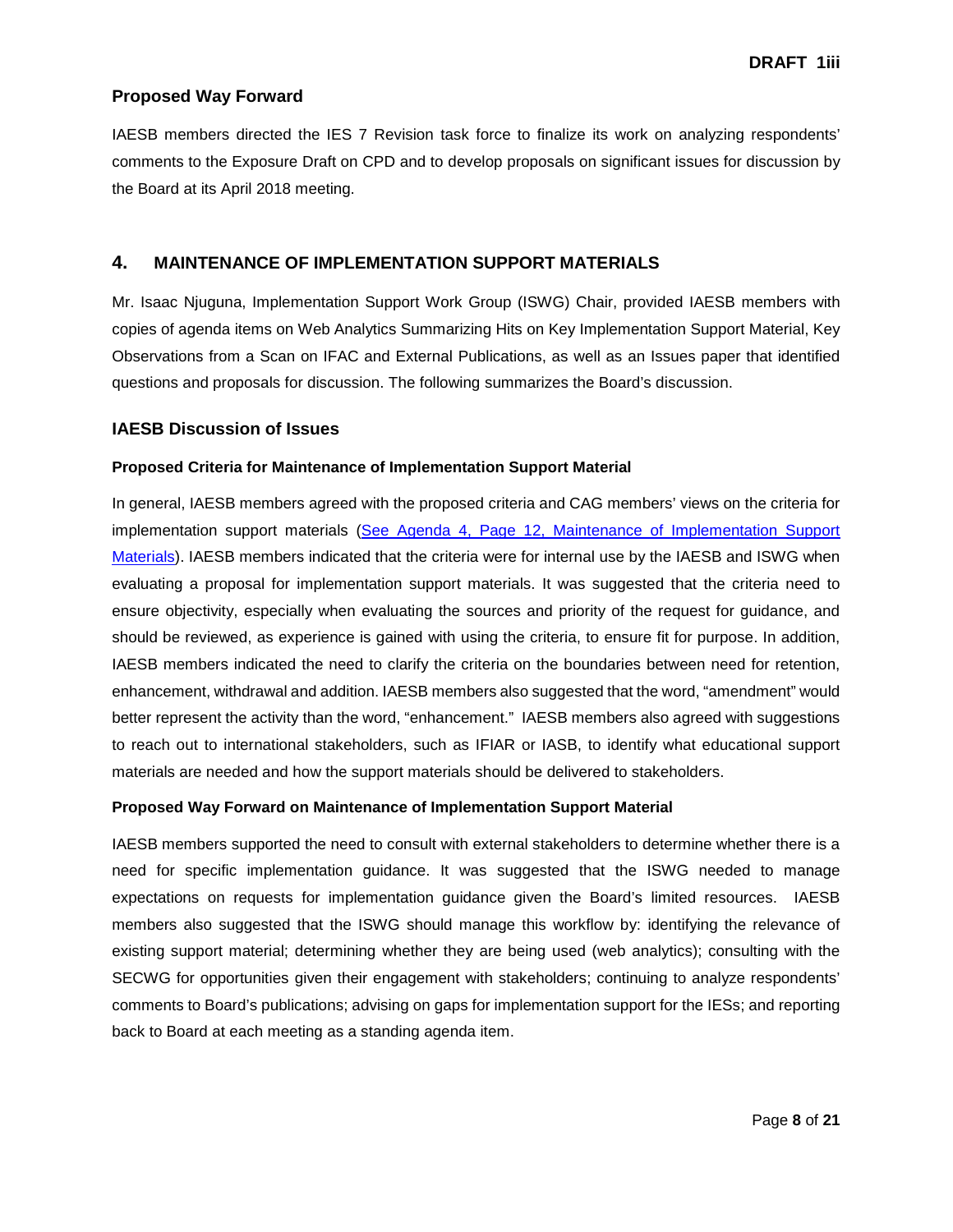### Proposed Way Forward

IAESB members directed the IES 7 Revision task force to finalize its work on analyzing respondents' comments to the Exposure Draft on CPD and to develop proposals on significant issues for discussion by the Board at its April 2018 meeting.

## 4. MAINTENANCE OF IMPLEMENTATION SUPPORT MATERIALS

Mr. Isaac Njuguna, Implementation Support Work Group (ISWG) Chair, provided IAESB members with copies of agenda items on Web Analytics Summarizing Hits on Key Implementation Support Material, Key Observations from a Scan on IFAC and External Publications, as well as an Issues paper that identified questions and proposals for discussion. The following summarizes the Board's discussion.

### IAESB Discussion of Issues

#### Proposed Criteria for Maintenance of Implementation Support Material

In general, IAESB members agreed with the proposed criteria and CAG members' views on the criteria for implementation support materials (See Agenda 4, Page 12, Maintenance of Implementation Support Materials). IAESB members indicated that the criteria were for internal use by the IAESB and ISWG when evaluating a proposal for implementation support materials. It was suggested that the criteria need to ensure objectivity, especially when evaluating the sources and priority of the request for guidance, and should be reviewed, as experience is gained with using the criteria, to ensure fit for purpose. In addition, IAESB members indicated the need to clarify the criteria on the boundaries between need for retention, enhancement, withdrawal and addition. IAESB members also suggested that the word, "amendment" would better represent the activity than the word, "enhancement." IAESB members also agreed with suggestions to reach out to international stakeholders, such as IFIAR or IASB, to identify what educational support materials are needed and how the support materials should be delivered to stakeholders.

#### Proposed Way Forward on Maintenance of Implementation Support Material

IAESB members supported the need to consult with external stakeholders to determine whether there is a need for specific implementation guidance. It was suggested that the ISWG needed to manage expectations on requests for implementation guidance given the Board's limited resources. IAESB members also suggested that the ISWG should manage this workflow by: identifying the relevance of existing support material; determining whether they are being used (web analytics); consulting with the SECWG for opportunities given their engagement with stakeholders; continuing to analyze respondents' comments to Board's publications; advising on gaps for implementation support for the IESs; and reporting back to Board at each meeting as a standing agenda item.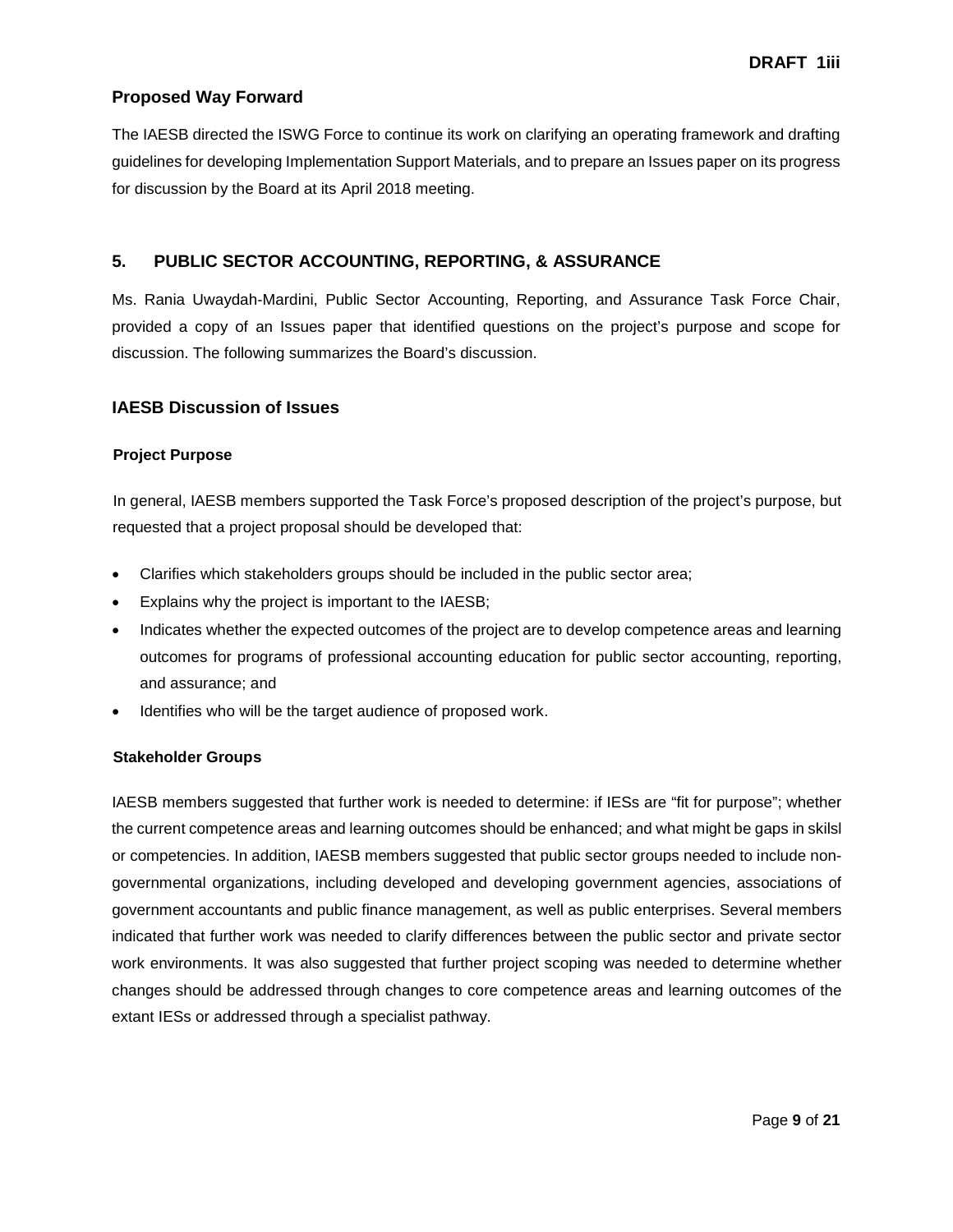### Proposed Way Forward

The IAESB directed the ISWG Force to continue its work on clarifying an operating framework and drafting guidelines for developing Implementation Support Materials, and to prepare an Issues paper on its progress for discussion by the Board at its April 2018 meeting.

## 5. PUBLIC SECTOR ACCOUNTING, REPORTING, & ASSURANCE

Ms. Rania Uwaydah-Mardini, Public Sector Accounting, Reporting, and Assurance Task Force Chair, provided a copy of an Issues paper that identified questions on the project's purpose and scope for discussion. The following summarizes the Board's discussion.

### IAESB Discussion of Issues

#### Project Purpose

In general, IAESB members supported the Task Force's proposed description of the project's purpose, but requested that a project proposal should be developed that:

- Clarifies which stakeholders groups should be included in the public sector area;
- Explains why the project is important to the IAESB;
- Indicates whether the expected outcomes of the project are to develop competence areas and learning outcomes for programs of professional accounting education for public sector accounting, reporting, and assurance; and
- Identifies who will be the target audience of proposed work.

#### Stakeholder Groups

IAESB members suggested that further work is needed to determine: if IESs are "fit for purpose"; whether the current competence areas and learning outcomes should be enhanced; and what might be gaps in skilsl or competencies. In addition, IAESB members suggested that public sector groups needed to include non-governmental organizations, including developed and developing government agencies, associations of government accountants and public finance management, as well as public enterprises. Several members indicated that further work was needed to clarify differences between the public sector and private sector work environments. It was also suggested that further project scoping was needed to determine whether changes should be addressed through changes to core competence areas and learning outcomes of the extant IESs or addressed through a specialist pathway.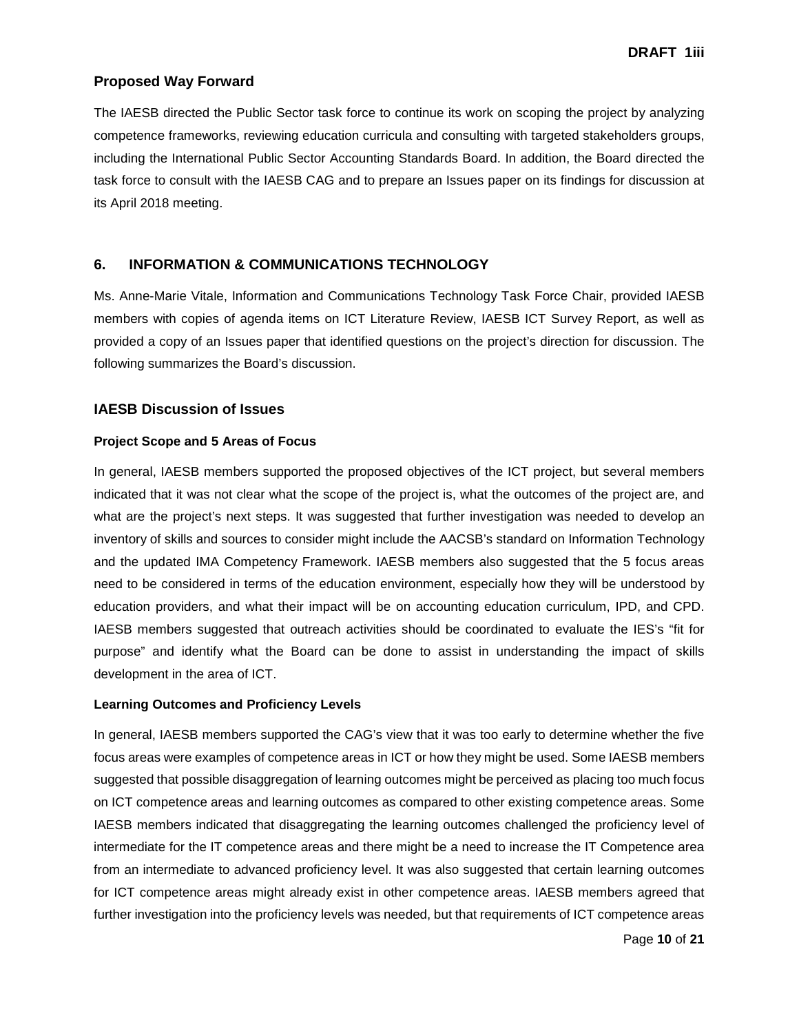### Proposed Way Forward

The IAESB directed the Public Sector task force to continue its work on scoping the project by analyzing competence frameworks, reviewing education curricula and consulting with targeted stakeholders groups, including the International Public Sector Accounting Standards Board. In addition, the Board directed the task force to consult with the IAESB CAG and to prepare an Issues paper on its findings for discussion at its April 2018 meeting.

## 6. INFORMATION & COMMUNICATIONS TECHNOLOGY

Ms. Anne-Marie Vitale, Information and Communications Technology Task Force Chair, provided IAESB members with copies of agenda items on ICT Literature Review, IAESB ICT Survey Report, as well as provided a copy of an Issues paper that identified questions on the project's direction for discussion. The following summarizes the Board's discussion.

### IAESB Discussion of Issues

#### Project Scope and 5 Areas of Focus

In general, IAESB members supported the proposed objectives of the ICT project, but several members indicated that it was not clear what the scope of the project is, what the outcomes of the project are, and what are the project's next steps. It was suggested that further investigation was needed to develop an inventory of skills and sources to consider might include the AACSB's standard on Information Technology and the updated IMA Competency Framework. IAESB members also suggested that the 5 focus areas need to be considered in terms of the education environment, especially how they will be understood by education providers, and what their impact will be on accounting education curriculum, IPD, and CPD. IAESB members suggested that outreach activities should be coordinated to evaluate the IES's "fit for purpose" and identify what the Board can be done to assist in understanding the impact of skills development in the area of ICT.

#### Learning Outcomes and Proficiency Levels

In general, IAESB members supported the CAG's view that it was too early to determine whether the five focus areas were examples of competence areas in ICT or how they might be used. Some IAESB members suggested that possible disaggregation of learning outcomes might be perceived as placing too much focus on ICT competence areas and learning outcomes as compared to other existing competence areas. Some IAESB members indicated that disaggregating the learning outcomes challenged the proficiency level of intermediate for the IT competence areas and there might be a need to increase the IT Competence area from an intermediate to advanced proficiency level. It was also suggested that certain learning outcomes for ICT competence areas might already exist in other competence areas. IAESB members agreed that further investigation into the proficiency levels was needed, but that requirements of ICT competence areas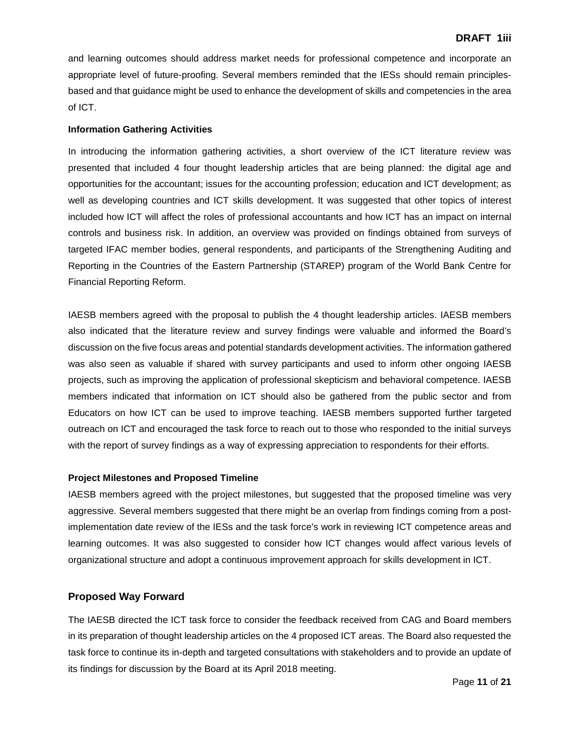and learning outcomes should address market needs for professional competence and incorporate an appropriate level of future-proofing. Several members reminded that the IESs should remain principles-based and that guidance might be used to enhance the development of skills and competencies in the area of ICT.

**Information Gathering Activities**

In introducing the information gathering activities, a short overview of the ICT literature review was presented that included 4 four thought leadership articles that are being planned: the digital age and opportunities for the accountant; issues for the accounting profession; education and ICT development; as well as developing countries and ICT skills development. It was suggested that other topics of interest included how ICT will affect the roles of professional accountants and how ICT has an impact on internal controls and business risk. In addition, an overview was provided on findings obtained from surveys of targeted IFAC member bodies, general respondents, and participants of the Strengthening Auditing and Reporting in the Countries of the Eastern Partnership (STAREP) program of the World Bank Centre for Financial Reporting Reform.

IAESB members agreed with the proposal to publish the 4 thought leadership articles. IAESB members also indicated that the literature review and survey findings were valuable and informed the Board's discussion on the five focus areas and potential standards development activities. The information gathered was also seen as valuable if shared with survey participants and used to inform other ongoing IAESB projects, such as improving the application of professional skepticism and behavioral competence. IAESB members indicated that information on ICT should also be gathered from the public sector and from Educators on how ICT can be used to improve teaching. IAESB members supported further targeted outreach on ICT and encouraged the task force to reach out to those who responded to the initial surveys with the report of survey findings as a way of expressing appreciation to respondents for their efforts.

**Project Milestones and Proposed Timeline**

IAESB members agreed with the project milestones, but suggested that the proposed timeline was very aggressive. Several members suggested that there might be an overlap from findings coming from a post-implementation date review of the IESs and the task force's work in reviewing ICT competence areas and learning outcomes. It was also suggested to consider how ICT changes would affect various levels of organizational structure and adopt a continuous improvement approach for skills development in ICT.

## Proposed Way Forward

The IAESB directed the ICT task force to consider the feedback received from CAG and Board members in its preparation of thought leadership articles on the 4 proposed ICT areas. The Board also requested the task force to continue its in-depth and targeted consultations with stakeholders and to provide an update of its findings for discussion by the Board at its April 2018 meeting.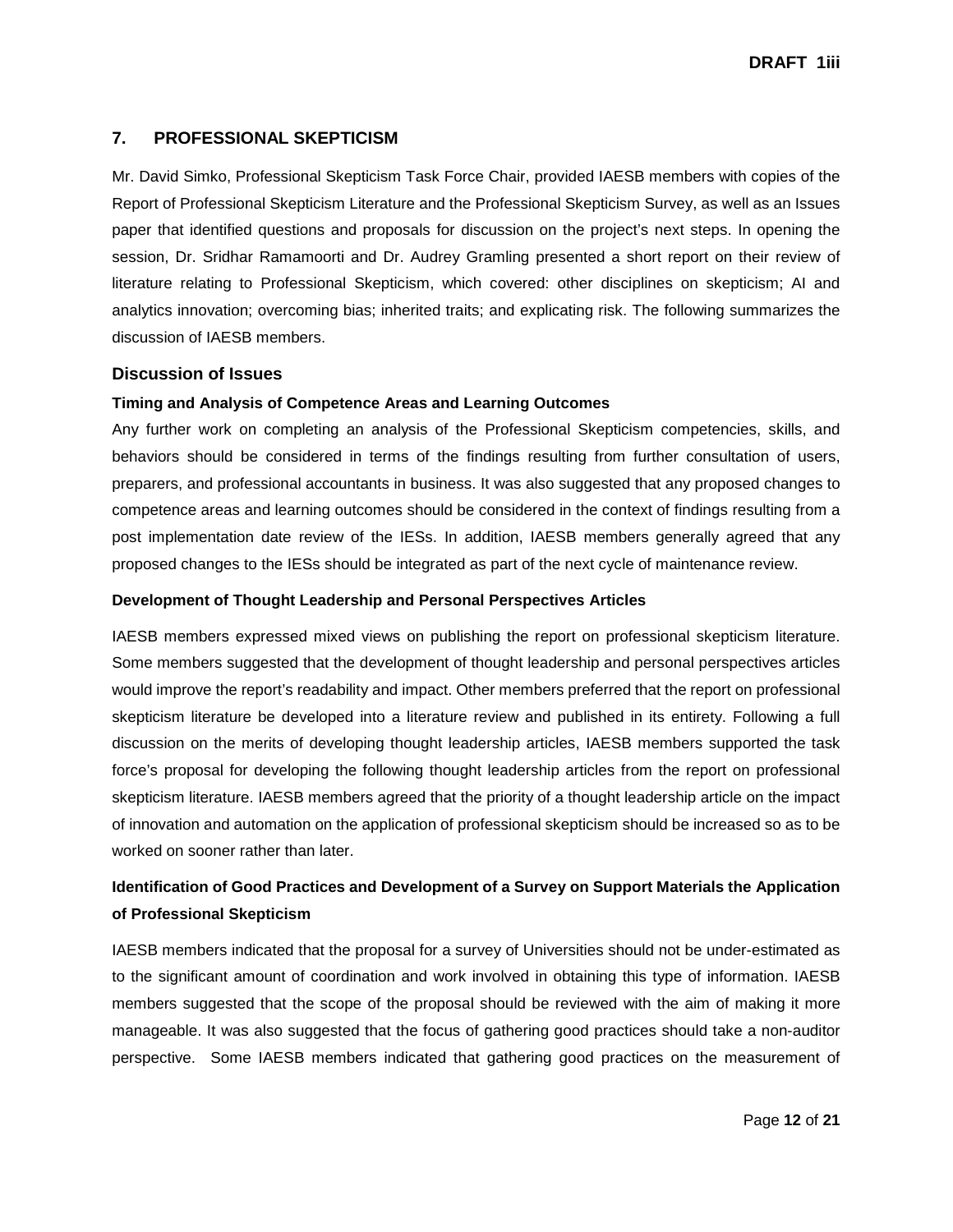## 7. PROFESSIONAL SKEPTICISM

Mr. David Simko, Professional Skepticism Task Force Chair, provided IAESB members with copies of the Report of Professional Skepticism Literature and the Professional Skepticism Survey, as well as an Issues paper that identified questions and proposals for discussion on the project's next steps. In opening the session, Dr. Sridhar Ramamoorti and Dr. Audrey Gramling presented a short report on their review of literature relating to Professional Skepticism, which covered: other disciplines on skepticism; AI and analytics innovation; overcoming bias; inherited traits; and explicating risk. The following summarizes the discussion of IAESB members.

### Discussion of Issues

#### Timing and Analysis of Competence Areas and Learning Outcomes

Any further work on completing an analysis of the Professional Skepticism competencies, skills, and behaviors should be considered in terms of the findings resulting from further consultation of users, preparers, and professional accountants in business. It was also suggested that any proposed changes to competence areas and learning outcomes should be considered in the context of findings resulting from a post implementation date review of the IESs. In addition, IAESB members generally agreed that any proposed changes to the IESs should be integrated as part of the next cycle of maintenance review.

#### Development of Thought Leadership and Personal Perspectives Articles

IAESB members expressed mixed views on publishing the report on professional skepticism literature. Some members suggested that the development of thought leadership and personal perspectives articles would improve the report's readability and impact. Other members preferred that the report on professional skepticism literature be developed into a literature review and published in its entirety. Following a full discussion on the merits of developing thought leadership articles, IAESB members supported the task force's proposal for developing the following thought leadership articles from the report on professional skepticism literature. IAESB members agreed that the priority of a thought leadership article on the impact of innovation and automation on the application of professional skepticism should be increased so as to be worked on sooner rather than later.

#### Identification of Good Practices and Development of a Survey on Support Materials the Application of Professional Skepticism

IAESB members indicated that the proposal for a survey of Universities should not be under-estimated as to the significant amount of coordination and work involved in obtaining this type of information. IAESB members suggested that the scope of the proposal should be reviewed with the aim of making it more manageable. It was also suggested that the focus of gathering good practices should take a non-auditor perspective. Some IAESB members indicated that gathering good practices on the measurement of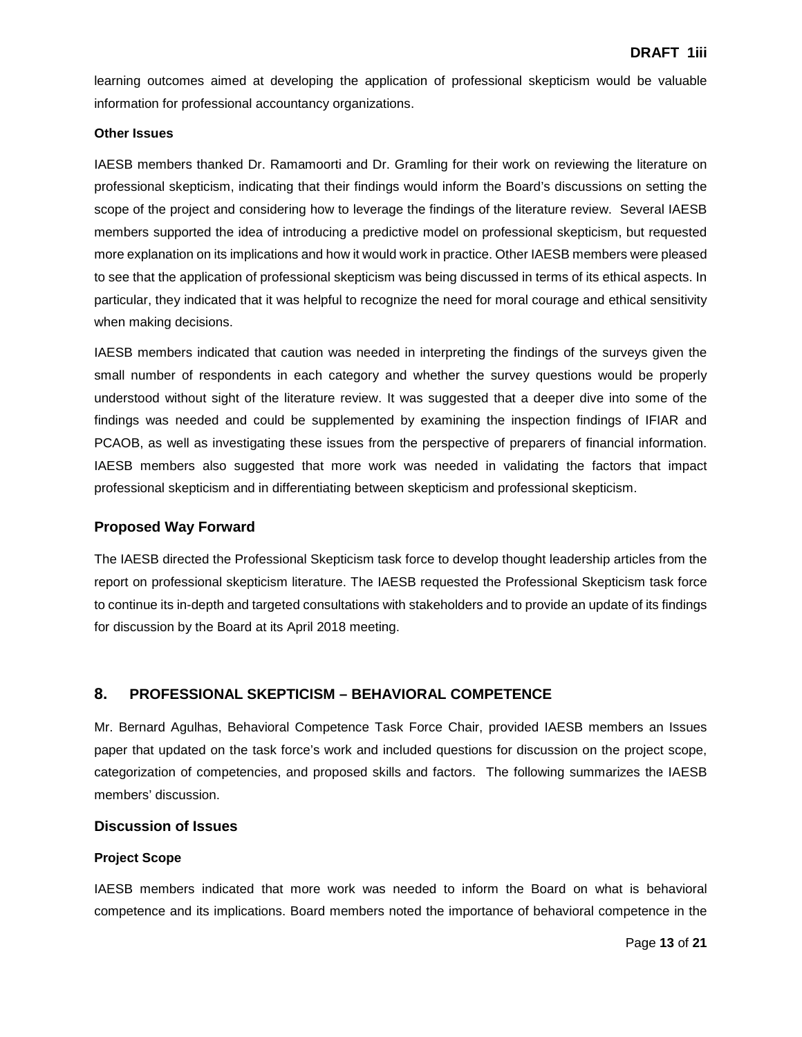learning outcomes aimed at developing the application of professional skepticism would be valuable information for professional accountancy organizations.

**Other Issues**

IAESB members thanked Dr. Ramamoorti and Dr. Gramling for their work on reviewing the literature on professional skepticism, indicating that their findings would inform the Board's discussions on setting the scope of the project and considering how to leverage the findings of the literature review. Several IAESB members supported the idea of introducing a predictive model on professional skepticism, but requested more explanation on its implications and how it would work in practice. Other IAESB members were pleased to see that the application of professional skepticism was being discussed in terms of its ethical aspects. In particular, they indicated that it was helpful to recognize the need for moral courage and ethical sensitivity when making decisions.

IAESB members indicated that caution was needed in interpreting the findings of the surveys given the small number of respondents in each category and whether the survey questions would be properly understood without sight of the literature review. It was suggested that a deeper dive into some of the findings was needed and could be supplemented by examining the inspection findings of IFIAR and PCAOB, as well as investigating these issues from the perspective of preparers of financial information. IAESB members also suggested that more work was needed in validating the factors that impact professional skepticism and in differentiating between skepticism and professional skepticism.

### Proposed Way Forward

The IAESB directed the Professional Skepticism task force to develop thought leadership articles from the report on professional skepticism literature. The IAESB requested the Professional Skepticism task force to continue its in-depth and targeted consultations with stakeholders and to provide an update of its findings for discussion by the Board at its April 2018 meeting.

## 8. PROFESSIONAL SKEPTICISM – BEHAVIORAL COMPETENCE

Mr. Bernard Agulhas, Behavioral Competence Task Force Chair, provided IAESB members an Issues paper that updated on the task force's work and included questions for discussion on the project scope, categorization of competencies, and proposed skills and factors. The following summarizes the IAESB members' discussion.

### Discussion of Issues

**Project Scope**

IAESB members indicated that more work was needed to inform the Board on what is behavioral competence and its implications. Board members noted the importance of behavioral competence in the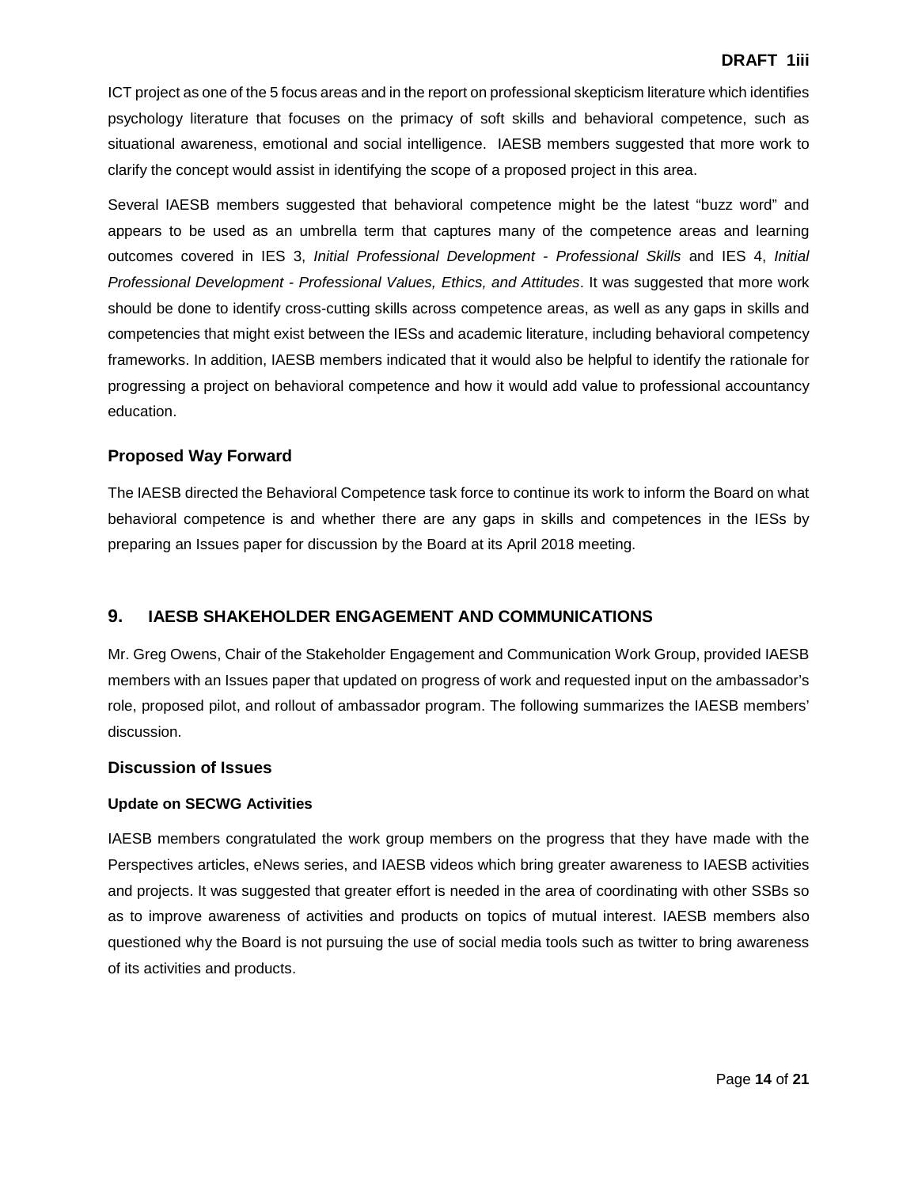ICT project as one of the 5 focus areas and in the report on professional skepticism literature which identifies psychology literature that focuses on the primacy of soft skills and behavioral competence, such as situational awareness, emotional and social intelligence. IAESB members suggested that more work to clarify the concept would assist in identifying the scope of a proposed project in this area.

Several IAESB members suggested that behavioral competence might be the latest "buzz word" and appears to be used as an umbrella term that captures many of the competence areas and learning outcomes covered in IES 3, *Initial Professional Development - Professional Skills* and IES 4, *Initial Professional Development - Professional Values, Ethics, and Attitudes*. It was suggested that more work should be done to identify cross-cutting skills across competence areas, as well as any gaps in skills and competencies that might exist between the IESs and academic literature, including behavioral competency frameworks. In addition, IAESB members indicated that it would also be helpful to identify the rationale for progressing a project on behavioral competence and how it would add value to professional accountancy education.

### Proposed Way Forward

The IAESB directed the Behavioral Competence task force to continue its work to inform the Board on what behavioral competence is and whether there are any gaps in skills and competences in the IESs by preparing an Issues paper for discussion by the Board at its April 2018 meeting.

## 9. IAESB SHAKEHOLDER ENGAGEMENT AND COMMUNICATIONS

Mr. Greg Owens, Chair of the Stakeholder Engagement and Communication Work Group, provided IAESB members with an Issues paper that updated on progress of work and requested input on the ambassador's role, proposed pilot, and rollout of ambassador program. The following summarizes the IAESB members' discussion.

### Discussion of Issues

#### Update on SECWG Activities

IAESB members congratulated the work group members on the progress that they have made with the Perspectives articles, eNews series, and IAESB videos which bring greater awareness to IAESB activities and projects. It was suggested that greater effort is needed in the area of coordinating with other SSBs so as to improve awareness of activities and products on topics of mutual interest. IAESB members also questioned why the Board is not pursuing the use of social media tools such as twitter to bring awareness of its activities and products.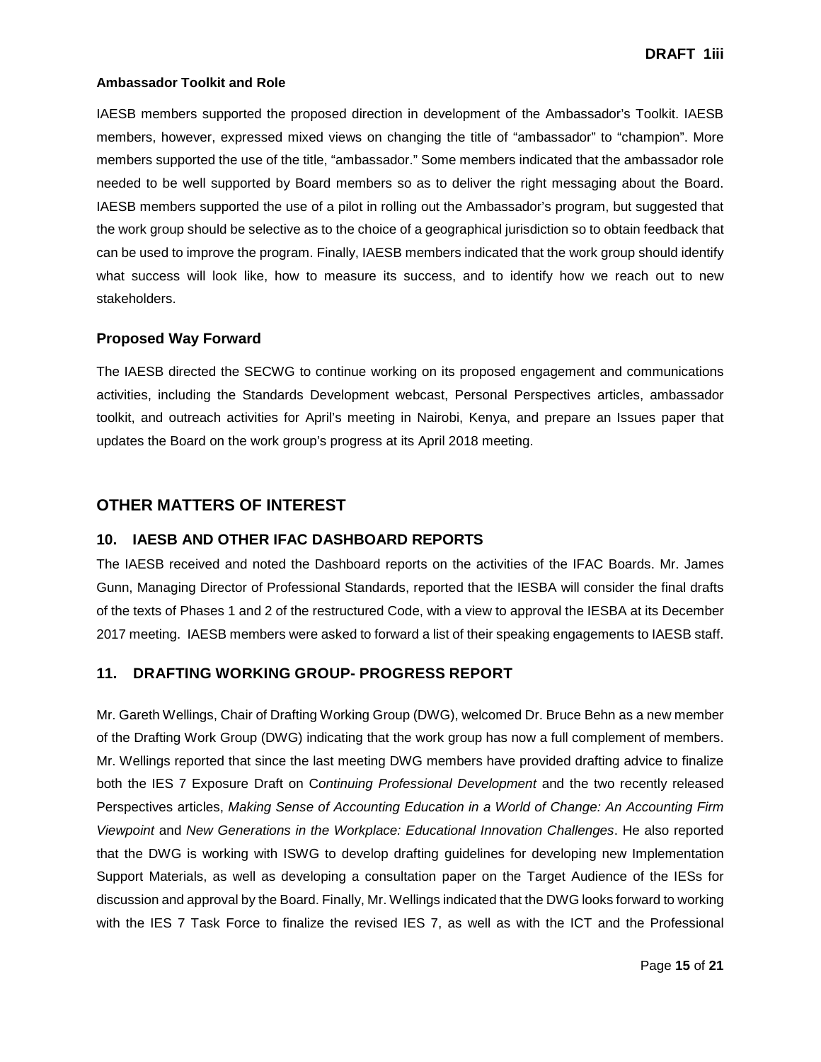#### Ambassador Toolkit and Role

IAESB members supported the proposed direction in development of the Ambassador's Toolkit. IAESB members, however, expressed mixed views on changing the title of "ambassador" to "champion". More members supported the use of the title, "ambassador." Some members indicated that the ambassador role needed to be well supported by Board members so as to deliver the right messaging about the Board. IAESB members supported the use of a pilot in rolling out the Ambassador's program, but suggested that the work group should be selective as to the choice of a geographical jurisdiction so to obtain feedback that can be used to improve the program. Finally, IAESB members indicated that the work group should identify what success will look like, how to measure its success, and to identify how we reach out to new stakeholders.

### Proposed Way Forward

The IAESB directed the SECWG to continue working on its proposed engagement and communications activities, including the Standards Development webcast, Personal Perspectives articles, ambassador toolkit, and outreach activities for April's meeting in Nairobi, Kenya, and prepare an Issues paper that updates the Board on the work group's progress at its April 2018 meeting.

## OTHER MATTERS OF INTEREST

### 10. IAESB AND OTHER IFAC DASHBOARD REPORTS

The IAESB received and noted the Dashboard reports on the activities of the IFAC Boards. Mr. James Gunn, Managing Director of Professional Standards, reported that the IESBA will consider the final drafts of the texts of Phases 1 and 2 of the restructured Code, with a view to approval the IESBA at its December 2017 meeting. IAESB members were asked to forward a list of their speaking engagements to IAESB staff.

### 11. DRAFTING WORKING GROUP- PROGRESS REPORT

Mr. Gareth Wellings, Chair of Drafting Working Group (DWG), welcomed Dr. Bruce Behn as a new member of the Drafting Work Group (DWG) indicating that the work group has now a full complement of members. Mr. Wellings reported that since the last meeting DWG members have provided drafting advice to finalize both the IES 7 Exposure Draft on C*ontinuing Professional Development* and the two recently released Perspectives articles, *Making Sense of Accounting Education in a World of Change: An Accounting Firm Viewpoint* and *New Generations in the Workplace: Educational Innovation Challenges*. He also reported that the DWG is working with ISWG to develop drafting guidelines for developing new Implementation Support Materials, as well as developing a consultation paper on the Target Audience of the IESs for discussion and approval by the Board. Finally, Mr. Wellings indicated that the DWG looks forward to working with the IES 7 Task Force to finalize the revised IES 7, as well as with the ICT and the Professional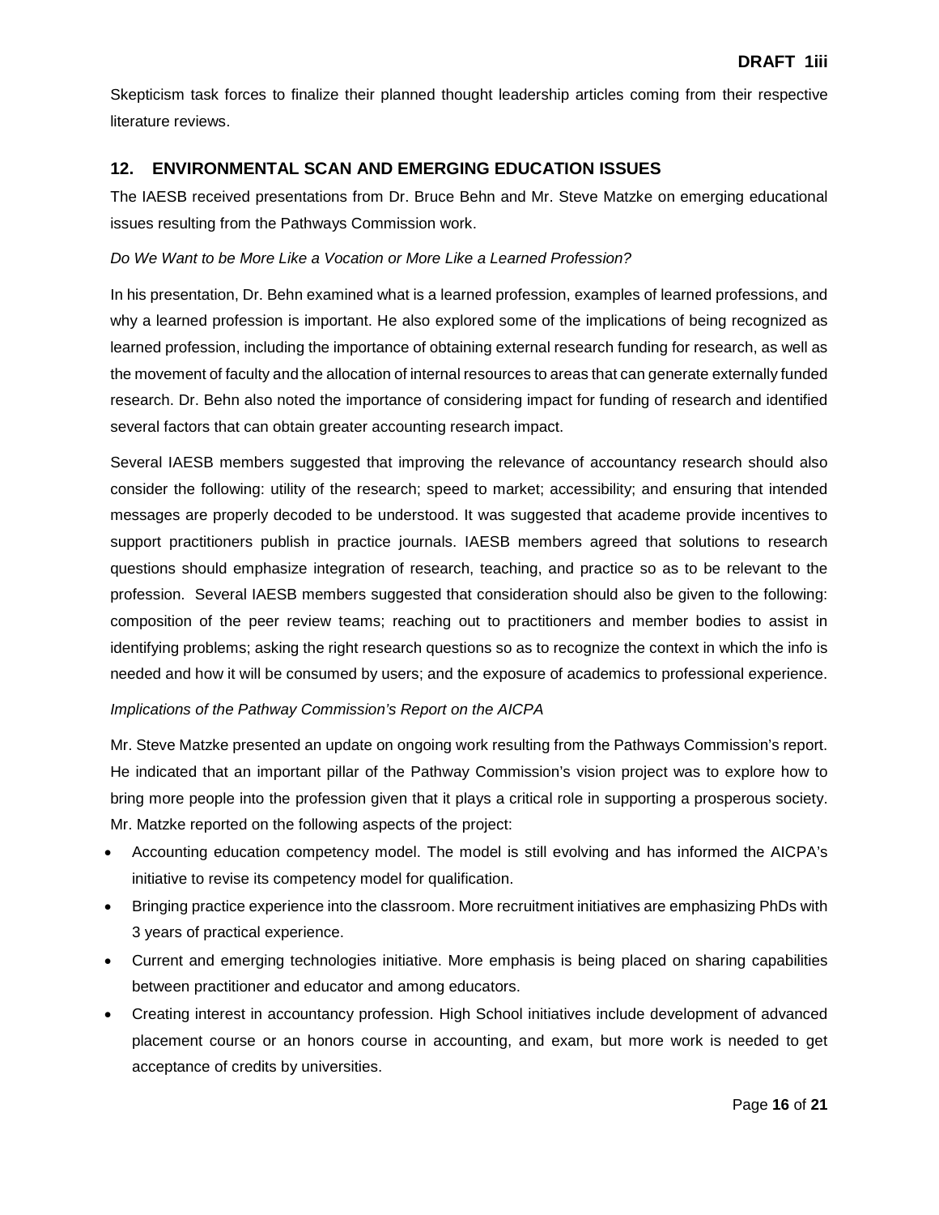Skepticism task forces to finalize their planned thought leadership articles coming from their respective literature reviews.

## 12. ENVIRONMENTAL SCAN AND EMERGING EDUCATION ISSUES

The IAESB received presentations from Dr. Bruce Behn and Mr. Steve Matzke on emerging educational issues resulting from the Pathways Commission work.

*Do We Want to be More Like a Vocation or More Like a Learned Profession?*

In his presentation, Dr. Behn examined what is a learned profession, examples of learned professions, and why a learned profession is important. He also explored some of the implications of being recognized as learned profession, including the importance of obtaining external research funding for research, as well as the movement of faculty and the allocation of internal resources to areas that can generate externally funded research. Dr. Behn also noted the importance of considering impact for funding of research and identified several factors that can obtain greater accounting research impact.

Several IAESB members suggested that improving the relevance of accountancy research should also consider the following: utility of the research; speed to market; accessibility; and ensuring that intended messages are properly decoded to be understood. It was suggested that academe provide incentives to support practitioners publish in practice journals. IAESB members agreed that solutions to research questions should emphasize integration of research, teaching, and practice so as to be relevant to the profession. Several IAESB members suggested that consideration should also be given to the following: composition of the peer review teams; reaching out to practitioners and member bodies to assist in identifying problems; asking the right research questions so as to recognize the context in which the info is needed and how it will be consumed by users; and the exposure of academics to professional experience.

*Implications of the Pathway Commission's Report on the AICPA*

Mr. Steve Matzke presented an update on ongoing work resulting from the Pathways Commission's report. He indicated that an important pillar of the Pathway Commission's vision project was to explore how to bring more people into the profession given that it plays a critical role in supporting a prosperous society. Mr. Matzke reported on the following aspects of the project:

- Accounting education competency model. The model is still evolving and has informed the AICPA's initiative to revise its competency model for qualification.
- Bringing practice experience into the classroom. More recruitment initiatives are emphasizing PhDs with 3 years of practical experience.
- Current and emerging technologies initiative. More emphasis is being placed on sharing capabilities between practitioner and educator and among educators.
- Creating interest in accountancy profession. High School initiatives include development of advanced placement course or an honors course in accounting, and exam, but more work is needed to get acceptance of credits by universities.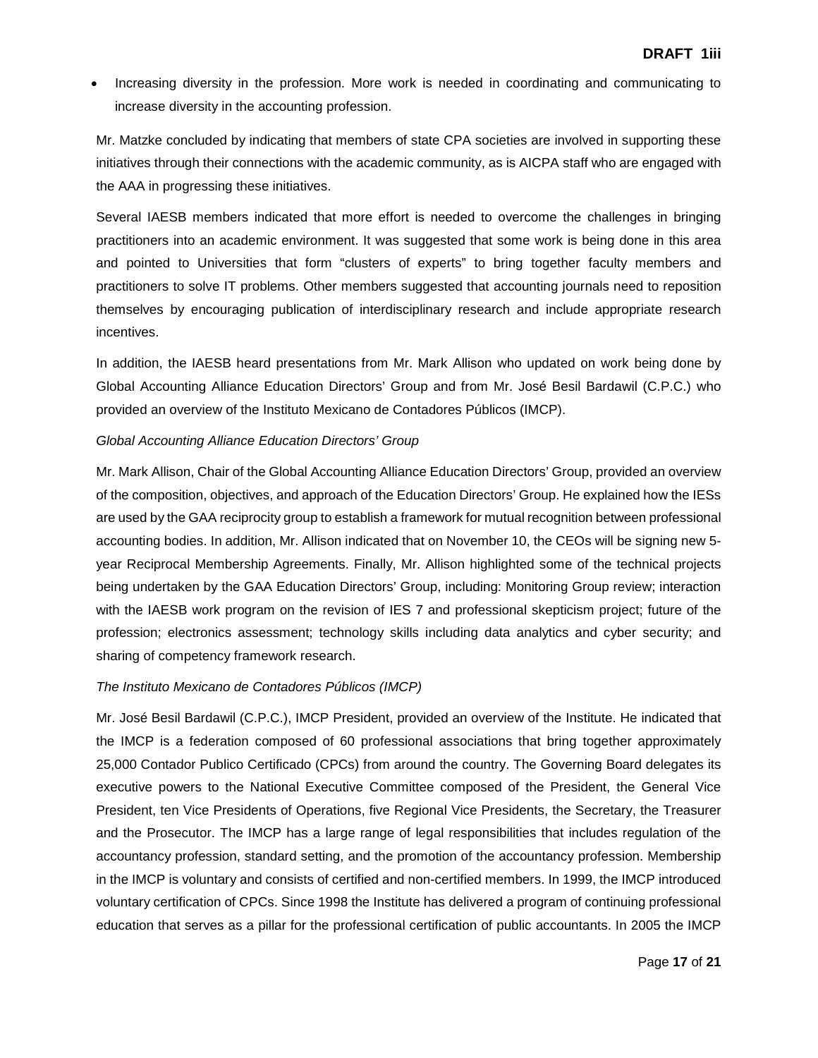- Increasing diversity in the profession. More work is needed in coordinating and communicating to increase diversity in the accounting profession.

Mr. Matzke concluded by indicating that members of state CPA societies are involved in supporting these initiatives through their connections with the academic community, as is AICPA staff who are engaged with the AAA in progressing these initiatives.

Several IAESB members indicated that more effort is needed to overcome the challenges in bringing practitioners into an academic environment. It was suggested that some work is being done in this area and pointed to Universities that form "clusters of experts" to bring together faculty members and practitioners to solve IT problems. Other members suggested that accounting journals need to reposition themselves by encouraging publication of interdisciplinary research and include appropriate research incentives.

In addition, the IAESB heard presentations from Mr. Mark Allison who updated on work being done by Global Accounting Alliance Education Directors' Group and from Mr. José Besil Bardawil (C.P.C.) who provided an overview of the Instituto Mexicano de Contadores Públicos (IMCP).

*Global Accounting Alliance Education Directors' Group*

Mr. Mark Allison, Chair of the Global Accounting Alliance Education Directors' Group, provided an overview of the composition, objectives, and approach of the Education Directors' Group. He explained how the IESs are used by the GAA reciprocity group to establish a framework for mutual recognition between professional accounting bodies. In addition, Mr. Allison indicated that on November 10, the CEOs will be signing new 5-year Reciprocal Membership Agreements. Finally, Mr. Allison highlighted some of the technical projects being undertaken by the GAA Education Directors' Group, including: Monitoring Group review; interaction with the IAESB work program on the revision of IES 7 and professional skepticism project; future of the profession; electronics assessment; technology skills including data analytics and cyber security; and sharing of competency framework research.

*The Instituto Mexicano de Contadores Públicos (IMCP)*

Mr. José Besil Bardawil (C.P.C.), IMCP President, provided an overview of the Institute. He indicated that the IMCP is a federation composed of 60 professional associations that bring together approximately 25,000 Contador Publico Certificado (CPCs) from around the country. The Governing Board delegates its executive powers to the National Executive Committee composed of the President, the General Vice President, ten Vice Presidents of Operations, five Regional Vice Presidents, the Secretary, the Treasurer and the Prosecutor. The IMCP has a large range of legal responsibilities that includes regulation of the accountancy profession, standard setting, and the promotion of the accountancy profession. Membership in the IMCP is voluntary and consists of certified and non-certified members. In 1999, the IMCP introduced voluntary certification of CPCs. Since 1998 the Institute has delivered a program of continuing professional education that serves as a pillar for the professional certification of public accountants. In 2005 the IMCP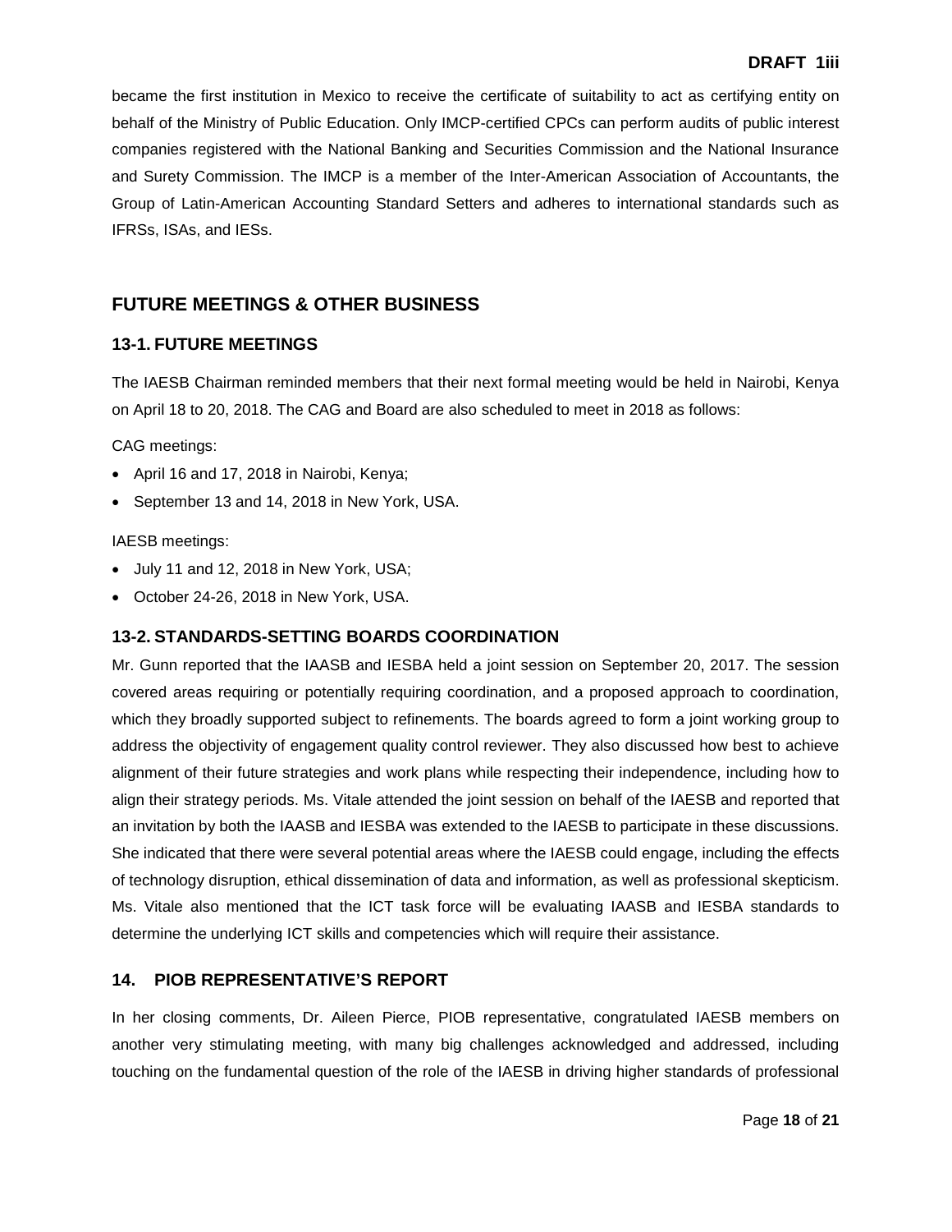became the first institution in Mexico to receive the certificate of suitability to act as certifying entity on behalf of the Ministry of Public Education. Only IMCP-certified CPCs can perform audits of public interest companies registered with the National Banking and Securities Commission and the National Insurance and Surety Commission. The IMCP is a member of the Inter-American Association of Accountants, the Group of Latin-American Accounting Standard Setters and adheres to international standards such as IFRSs, ISAs, and IESs.

## FUTURE MEETINGS & OTHER BUSINESS

### 13-1. FUTURE MEETINGS

The IAESB Chairman reminded members that their next formal meeting would be held in Nairobi, Kenya on April 18 to 20, 2018. The CAG and Board are also scheduled to meet in 2018 as follows:

CAG meetings:

- April 16 and 17, 2018 in Nairobi, Kenya;
- September 13 and 14, 2018 in New York, USA.

IAESB meetings:

- July 11 and 12, 2018 in New York, USA;
- October 24-26, 2018 in New York, USA.

### 13-2. STANDARDS-SETTING BOARDS COORDINATION

Mr. Gunn reported that the IAASB and IESBA held a joint session on September 20, 2017. The session covered areas requiring or potentially requiring coordination, and a proposed approach to coordination, which they broadly supported subject to refinements. The boards agreed to form a joint working group to address the objectivity of engagement quality control reviewer. They also discussed how best to achieve alignment of their future strategies and work plans while respecting their independence, including how to align their strategy periods. Ms. Vitale attended the joint session on behalf of the IAESB and reported that an invitation by both the IAASB and IESBA was extended to the IAESB to participate in these discussions. She indicated that there were several potential areas where the IAESB could engage, including the effects of technology disruption, ethical dissemination of data and information, as well as professional skepticism. Ms. Vitale also mentioned that the ICT task force will be evaluating IAASB and IESBA standards to determine the underlying ICT skills and competencies which will require their assistance.

### 14. PIOB REPRESENTATIVE'S REPORT

In her closing comments, Dr. Aileen Pierce, PIOB representative, congratulated IAESB members on another very stimulating meeting, with many big challenges acknowledged and addressed, including touching on the fundamental question of the role of the IAESB in driving higher standards of professional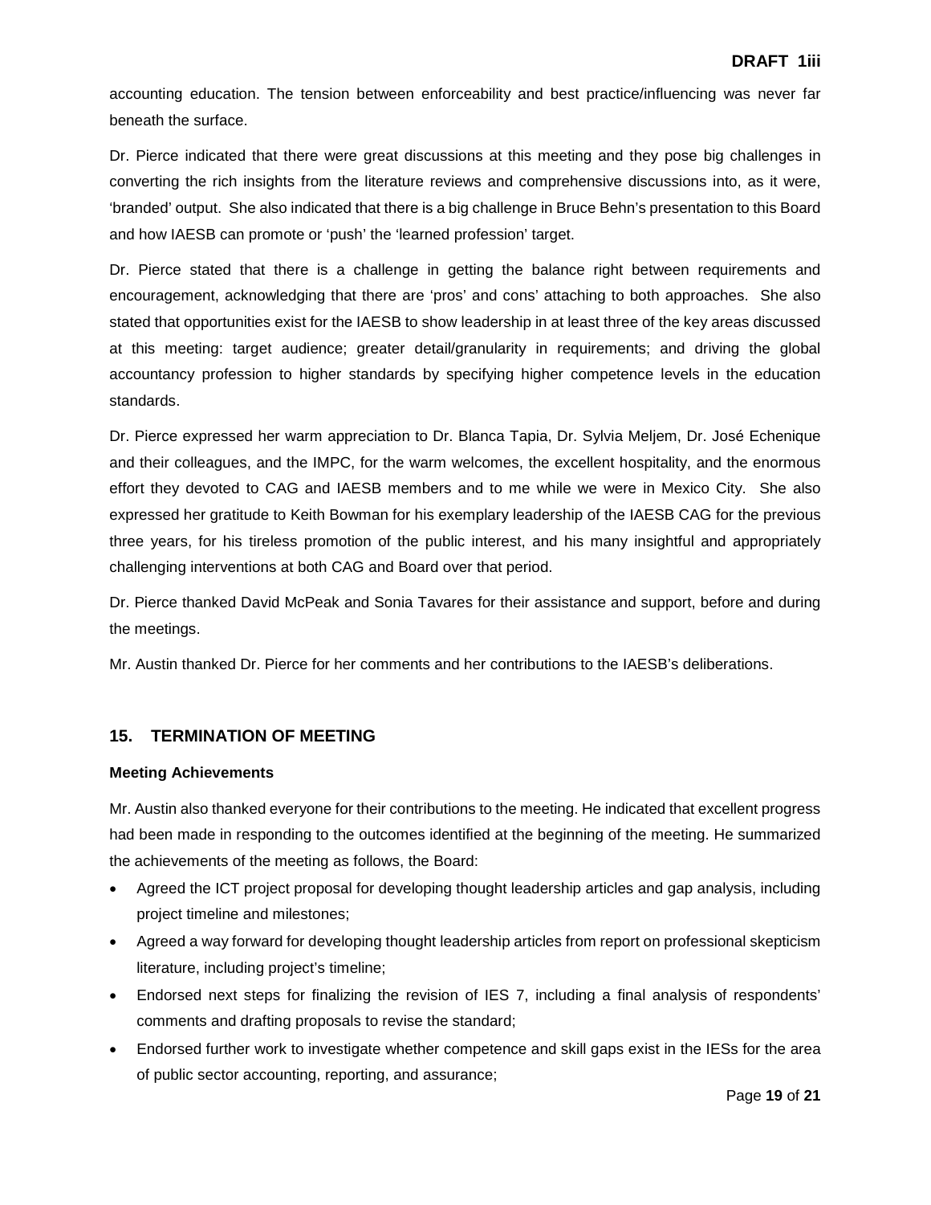accounting education. The tension between enforceability and best practice/influencing was never far beneath the surface.

Dr. Pierce indicated that there were great discussions at this meeting and they pose big challenges in converting the rich insights from the literature reviews and comprehensive discussions into, as it were, 'branded' output. She also indicated that there is a big challenge in Bruce Behn's presentation to this Board and how IAESB can promote or 'push' the 'learned profession' target.

Dr. Pierce stated that there is a challenge in getting the balance right between requirements and encouragement, acknowledging that there are 'pros' and cons' attaching to both approaches. She also stated that opportunities exist for the IAESB to show leadership in at least three of the key areas discussed at this meeting: target audience; greater detail/granularity in requirements; and driving the global accountancy profession to higher standards by specifying higher competence levels in the education standards.

Dr. Pierce expressed her warm appreciation to Dr. Blanca Tapia, Dr. Sylvia Meljem, Dr. José Echenique and their colleagues, and the IMPC, for the warm welcomes, the excellent hospitality, and the enormous effort they devoted to CAG and IAESB members and to me while we were in Mexico City. She also expressed her gratitude to Keith Bowman for his exemplary leadership of the IAESB CAG for the previous three years, for his tireless promotion of the public interest, and his many insightful and appropriately challenging interventions at both CAG and Board over that period.

Dr. Pierce thanked David McPeak and Sonia Tavares for their assistance and support, before and during the meetings.

Mr. Austin thanked Dr. Pierce for her comments and her contributions to the IAESB's deliberations.

## 15. TERMINATION OF MEETING

**Meeting Achievements**

Mr. Austin also thanked everyone for their contributions to the meeting. He indicated that excellent progress had been made in responding to the outcomes identified at the beginning of the meeting. He summarized the achievements of the meeting as follows, the Board:

- Agreed the ICT project proposal for developing thought leadership articles and gap analysis, including project timeline and milestones;
- Agreed a way forward for developing thought leadership articles from report on professional skepticism literature, including project's timeline;
- Endorsed next steps for finalizing the revision of IES 7, including a final analysis of respondents' comments and drafting proposals to revise the standard;
- Endorsed further work to investigate whether competence and skill gaps exist in the IESs for the area of public sector accounting, reporting, and assurance;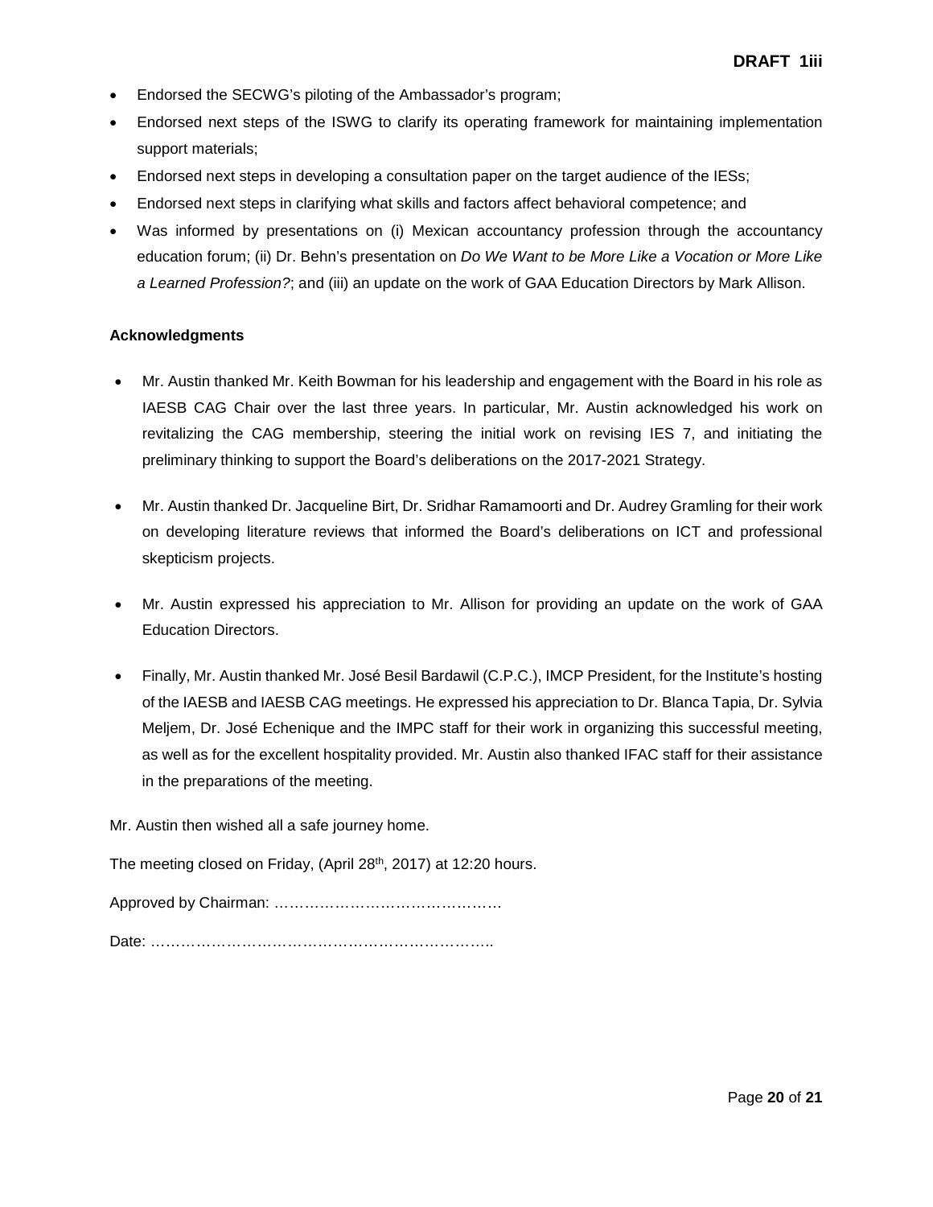- Endorsed the SECWG's piloting of the Ambassador's program;
- Endorsed next steps of the ISWG to clarify its operating framework for maintaining implementation support materials;
- Endorsed next steps in developing a consultation paper on the target audience of the IESs;
- Endorsed next steps in clarifying what skills and factors affect behavioral competence; and
- Was informed by presentations on (i) Mexican accountancy profession through the accountancy education forum; (ii) Dr. Behn's presentation on *Do We Want to be More Like a Vocation or More Like a Learned Profession?*; and (iii) an update on the work of GAA Education Directors by Mark Allison.

**Acknowledgments**

- Mr. Austin thanked Mr. Keith Bowman for his leadership and engagement with the Board in his role as IAESB CAG Chair over the last three years. In particular, Mr. Austin acknowledged his work on revitalizing the CAG membership, steering the initial work on revising IES 7, and initiating the preliminary thinking to support the Board's deliberations on the 2017-2021 Strategy.

- Mr. Austin thanked Dr. Jacqueline Birt, Dr. Sridhar Ramamoorti and Dr. Audrey Gramling for their work on developing literature reviews that informed the Board's deliberations on ICT and professional skepticism projects.

- Mr. Austin expressed his appreciation to Mr. Allison for providing an update on the work of GAA Education Directors.

- Finally, Mr. Austin thanked Mr. José Besil Bardawil (C.P.C.), IMCP President, for the Institute's hosting of the IAESB and IAESB CAG meetings. He expressed his appreciation to Dr. Blanca Tapia, Dr. Sylvia Meljem, Dr. José Echenique and the IMPC staff for their work in organizing this successful meeting, as well as for the excellent hospitality provided. Mr. Austin also thanked IFAC staff for their assistance in the preparations of the meeting.

Mr. Austin then wished all a safe journey home.

The meeting closed on Friday, (April 28th, 2017) at 12:20 hours.

Approved by Chairman: ………………………………………

Date: …………………………………………………………..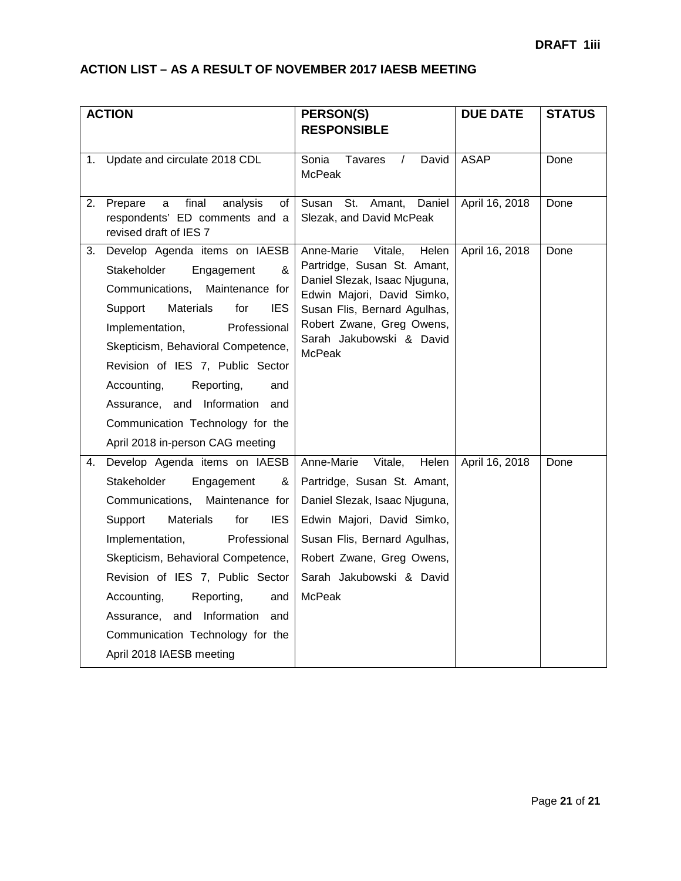DRAFT 1iii

## ACTION LIST – AS A RESULT OF NOVEMBER 2017 IAESB MEETING

| ACTION | PERSON(S) RESPONSIBLE | DUE DATE | STATUS |
|---|---|---|---|
| 1. Update and circulate 2018 CDL | Sonia Tavares / David McPeak | ASAP | Done |
| 2. Prepare a final analysis of respondents' ED comments and a revised draft of IES 7 | Susan St. Amant, Daniel Slezak, and David McPeak | April 16, 2018 | Done |
| 3. Develop Agenda items on IAESB Stakeholder Engagement & Communications, Maintenance for Support Materials for IES Implementation, Professional Skepticism, Behavioral Competence, Revision of IES 7, Public Sector Accounting, Reporting, and Assurance, and Information and Communication Technology for the April 2018 in-person CAG meeting | Anne-Marie Vitale, Helen Partridge, Susan St. Amant, Daniel Slezak, Isaac Njuguna, Edwin Majori, David Simko, Susan Flis, Bernard Agulhas, Robert Zwane, Greg Owens, Sarah Jakubowski & David McPeak | April 16, 2018 | Done |
| 4. Develop Agenda items on IAESB Stakeholder Engagement & Communications, Maintenance for Support Materials for IES Implementation, Professional Skepticism, Behavioral Competence, Revision of IES 7, Public Sector Accounting, Reporting, and Assurance, and Information and Communication Technology for the April 2018 IAESB meeting | Anne-Marie Vitale, Helen Partridge, Susan St. Amant, Daniel Slezak, Isaac Njuguna, Edwin Majori, David Simko, Susan Flis, Bernard Agulhas, Robert Zwane, Greg Owens, Sarah Jakubowski & David McPeak | April 16, 2018 | Done |